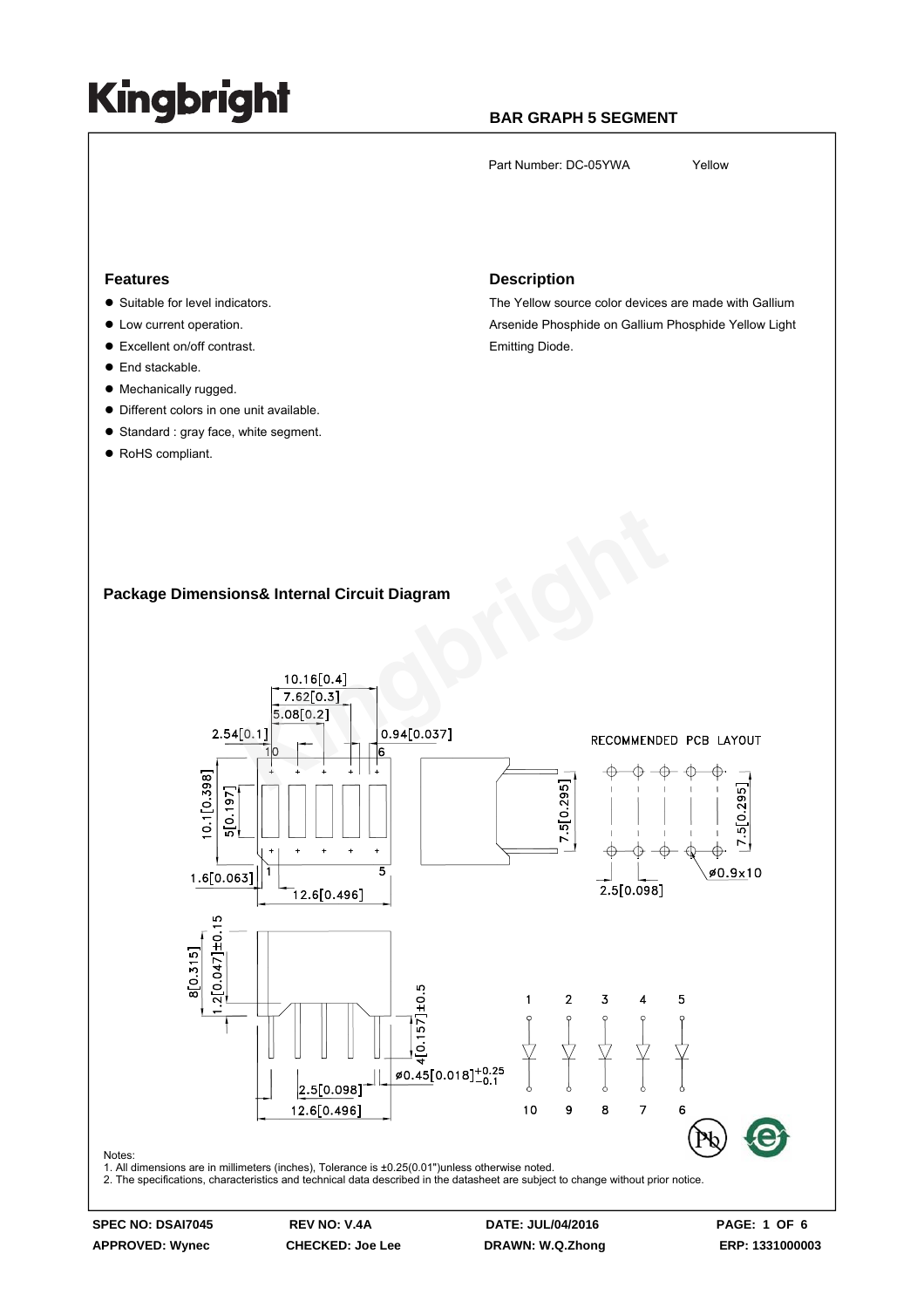# Kingbright

**BAR GRAPH 5 SEGMENT**

Part Number: DC-05YWA Yellow

## Features

- Suitable for level indicators.
- Low current operation.
- Excellent on/off contrast.
- End stackable.
- Mechanically rugged.
- Different colors in one unit available.
- Standard : gray face, white segment.
- RoHS compliant.

## Description

The Yellow source color devices are made with Gallium Arsenide Phosphide on Gallium Phosphide Yellow Light Emitting Diode.

## Package Dimensions& Internal Circuit Diagram

Notes:
1. All dimensions are in millimeters (inches), Tolerance is ±0.25(0.01")unless otherwise noted.
2. The specifications, characteristics and technical data described in the datasheet are subject to change without prior notice.

| SPEC NO: DSAI7045 | REV NO: V.4A | DATE: JUL/04/2016 | PAGE: 1 OF 6 |
|---|---|---|---|
| APPROVED: Wynec | CHECKED: Joe Lee | DRAWN: W.Q.Zhong | ERP: 1331000003 |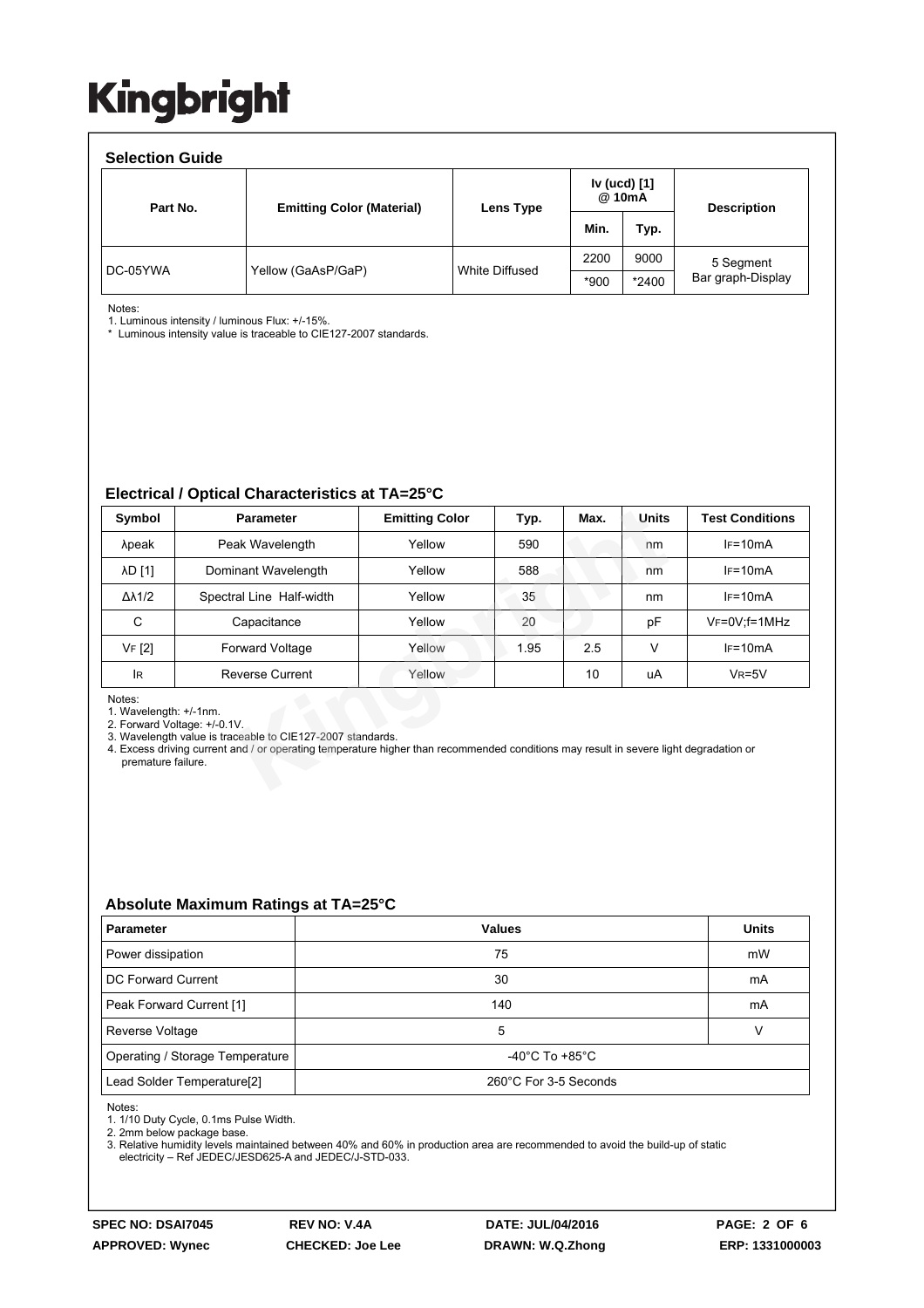# Kingbright

## Selection Guide

| Part No. | Emitting Color (Material) | Lens Type | Iv (ucd) [1] @ 10mA | | Description |
|---|---|---|---|---|---|
| | | | Min. | Typ. | |
| DC-05YWA | Yellow (GaAsP/GaP) | White Diffused | 2200 | 9000 | 5 Segment Bar graph-Display |
| | | | *900 | *2400 | |

Notes:
1. Luminous intensity / luminous Flux: +/-15%.
* Luminous intensity value is traceable to CIE127-2007 standards.

## Electrical / Optical Characteristics at TA=25°C

| Symbol | Parameter | Emitting Color | Typ. | Max. | Units | Test Conditions |
|---|---|---|---|---|---|---|
| λpeak | Peak Wavelength | Yellow | 590 | | nm | IF=10mA |
| λD [1] | Dominant Wavelength | Yellow | 588 | | nm | IF=10mA |
| Δλ1/2 | Spectral Line Half-width | Yellow | 35 | | nm | IF=10mA |
| C | Capacitance | Yellow | 20 | | pF | VF=0V;f=1MHz |
| VF [2] | Forward Voltage | Yellow | 1.95 | 2.5 | V | IF=10mA |
| IR | Reverse Current | Yellow | | 10 | uA | VR=5V |

Notes:
1. Wavelength: +/-1nm.
2. Forward Voltage: +/-0.1V.
3. Wavelength value is traceable to CIE127-2007 standards.
4. Excess driving current and / or operating temperature higher than recommended conditions may result in severe light degradation or premature failure.

## Absolute Maximum Ratings at TA=25°C

| Parameter | Values | Units |
|---|---|---|
| Power dissipation | 75 | mW |
| DC Forward Current | 30 | mA |
| Peak Forward Current [1] | 140 | mA |
| Reverse Voltage | 5 | V |
| Operating / Storage Temperature | -40°C To +85°C | |
| Lead Solder Temperature[2] | 260°C For 3-5 Seconds | |

Notes:
1. 1/10 Duty Cycle, 0.1ms Pulse Width.
2. 2mm below package base.
3. Relative humidity levels maintained between 40% and 60% in production area are recommended to avoid the build-up of static electricity – Ref JEDEC/JESD625-A and JEDEC/J-STD-033.

| SPEC NO: DSAI7045 | REV NO: V.4A | DATE: JUL/04/2016 | PAGE: 2 OF 6 |
|---|---|---|---|
| APPROVED: Wynec | CHECKED: Joe Lee | DRAWN: W.Q.Zhong | ERP: 1331000003 |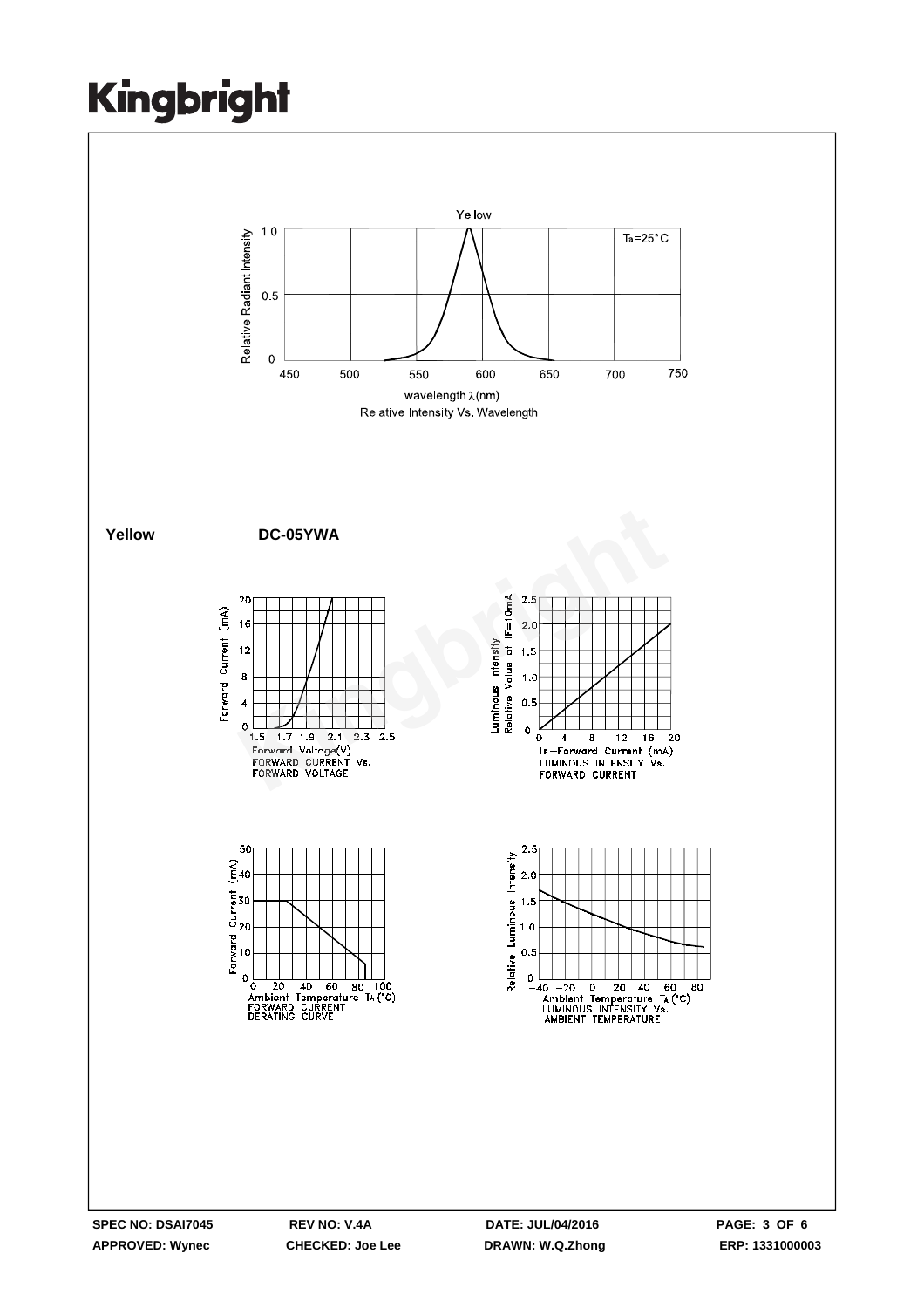Yellow

Relative Intensity Vs. Wavelength

**Yellow** **DC-05YWA**

FORWARD CURRENT Vs. FORWARD VOLTAGE

LUMINOUS INTENSITY Vs. FORWARD CURRENT

FORWARD CURRENT DERATING CURVE

LUMINOUS INTENSITY Vs. AMBIENT TEMPERATURE

| SPEC NO: DSAI7045 | REV NO: V.4A | DATE: JUL/04/2016 |
|---|---|---|
| APPROVED: Wynec | CHECKED: Joe Lee | DRAWN: W.Q.Zhong |

ERP: 1331000003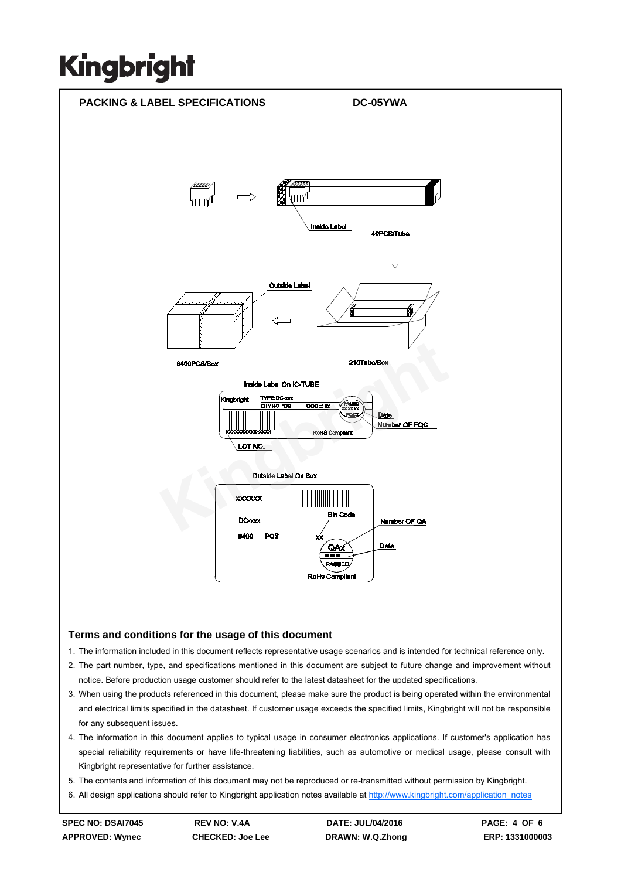## PACKING & LABEL SPECIFICATIONS DC-05YWA

Inside Label

40PCS/Tube

Outside Label

8400PCS/Box

210Tube/Box

Inside Label On IC-TUBE

Kingbright TYPE:DC-xxx QTY:40 PCS CODE: xx

PASSED XXXXXX FQCX

Date

Number OF FQC

XXXXXXXXXX-XXXX RoHS Compliant

LOT NO.

Outside Label On Box

XXXXXX

DC-xxx

Bin Code

Number OF QA

8400 PCS

xx

QAx

Date

PASSED

RoHS Compliant

### Terms and conditions for the usage of this document

1. The information included in this document reflects representative usage scenarios and is intended for technical reference only.
2. The part number, type, and specifications mentioned in this document are subject to future change and improvement without notice. Before production usage customer should refer to the latest datasheet for the updated specifications.
3. When using the products referenced in this document, please make sure the product is being operated within the environmental and electrical limits specified in the datasheet. If customer usage exceeds the specified limits, Kingbright will not be responsible for any subsequent issues.
4. The information in this document applies to typical usage in consumer electronics applications. If customer's application has special reliability requirements or have life-threatening liabilities, such as automotive or medical usage, please consult with Kingbright representative for further assistance.
5. The contents and information of this document may not be reproduced or re-transmitted without permission by Kingbright.
6. All design applications should refer to Kingbright application notes available at http://www.kingbright.com/application_notes

| SPEC NO: DSAI7045 | REV NO: V.4A | DATE: JUL/04/2016 | PAGE: 4 OF 6 |
|---|---|---|---|
| APPROVED: Wynec | CHECKED: Joe Lee | DRAWN: W.Q.Zhong | ERP: 1331000003 |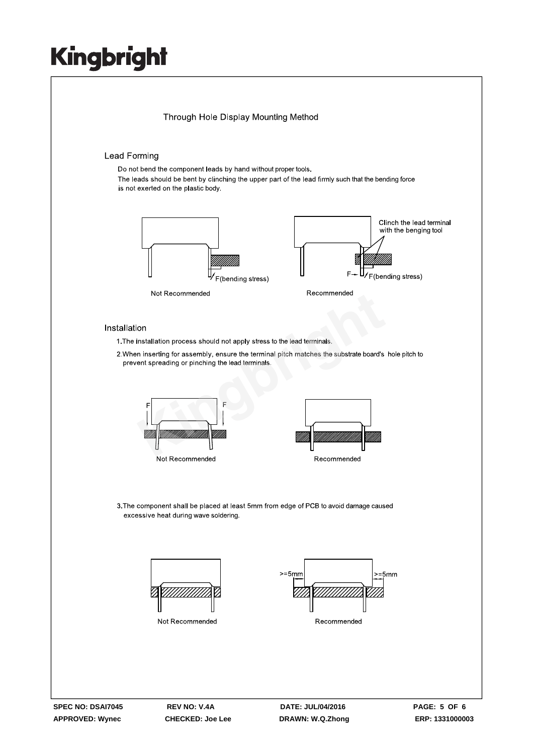# Through Hole Display Mounting Method

## Lead Forming

Do not bend the component leads by hand without proper tools.
The leads should be bent by clinching the upper part of the lead firmly such that the bending force is not exerted on the plastic body.

F(bending stress)

Not Recommended

Clinch the lead terminal with the benging tool

F F(bending stress)

Recommended

## Installation

1. The installation process should not apply stress to the lead terminals.
2. When inserting for assembly, ensure the terminal pitch matches the substrate board's hole pitch to prevent spreading or pinching the lead terminals.

F F

Not Recommended

Recommended

3. The component shall be placed at least 5mm from edge of PCB to avoid damage caused excessive heat during wave soldering.

Not Recommended

>=5mm >=5mm

Recommended

SPEC NO: DSAI7045 REV NO: V.4A DATE: JUL/04/2016
APPROVED: Wynec CHECKED: Joe Lee DRAWN: W.Q.Zhong ERP: 1331000003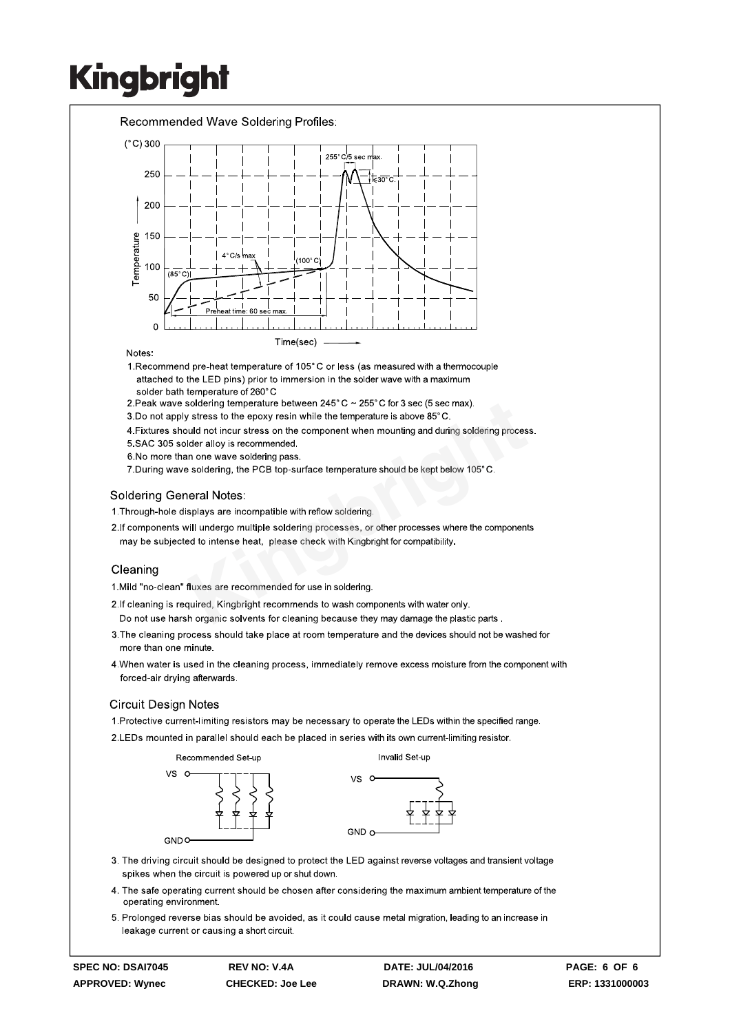## Recommended Wave Soldering Profiles:

(°C) 300
250
200
150
100
50
0
Temperature
Time(sec)
255°C/5 sec max.
≤30°C
4°C/s max
(100°C)
(85°C)
Preheat time: 60 sec max.

Notes:

1. Recommend pre-heat temperature of 105°C or less (as measured with a thermocouple attached to the LED pins) prior to immersion in the solder wave with a maximum solder bath temperature of 260°C
2. Peak wave soldering temperature between 245°C ~ 255°C for 3 sec (5 sec max).
3. Do not apply stress to the epoxy resin while the temperature is above 85°C.
4. Fixtures should not incur stress on the component when mounting and during soldering process.
5. SAC 305 solder alloy is recommended.
6. No more than one wave soldering pass.
7. During wave soldering, the PCB top-surface temperature should be kept below 105°C.

## Soldering General Notes:

1. Through-hole displays are incompatible with reflow soldering.
2. If components will undergo multiple soldering processes, or other processes where the components may be subjected to intense heat, please check with Kingbright for compatibility.

## Cleaning

1. Mild "no-clean" fluxes are recommended for use in soldering.
2. If cleaning is required, Kingbright recommends to wash components with water only. Do not use harsh organic solvents for cleaning because they may damage the plastic parts .
3. The cleaning process should take place at room temperature and the devices should not be washed for more than one minute.
4. When water is used in the cleaning process, immediately remove excess moisture from the component with forced-air drying afterwards.

## Circuit Design Notes

1. Protective current-limiting resistors may be necessary to operate the LEDs within the specified range.
2. LEDs mounted in parallel should each be placed in series with its own current-limiting resistor.

Recommended Set-up
VS
GND

Invalid Set-up
VS
GND

3. The driving circuit should be designed to protect the LED against reverse voltages and transient voltage spikes when the circuit is powered up or shut down.
4. The safe operating current should be chosen after considering the maximum ambient temperature of the operating environment.
5. Prolonged reverse bias should be avoided, as it could cause metal migration, leading to an increase in leakage current or causing a short circuit.

| | | | |
|---|---|---|---|
| SPEC NO: DSAI7045 | REV NO: V.4A | DATE: JUL/04/2016 | |
| APPROVED: Wynec | CHECKED: Joe Lee | DRAWN: W.Q.Zhong | ERP: 1331000003 |